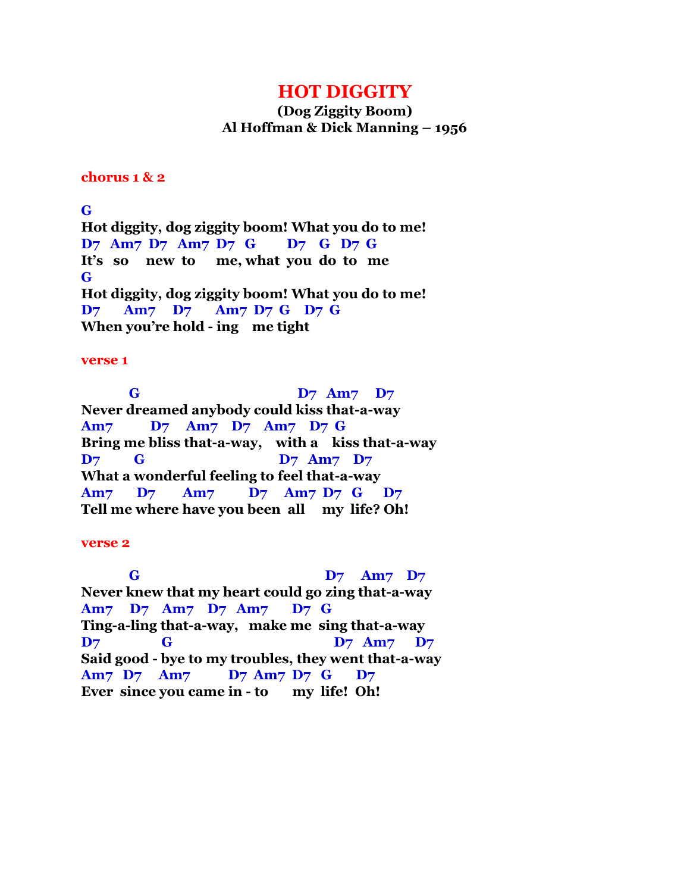# HOT DIGGITY

**(Dog Ziggity Boom)**
**Al Hoffman & Dick Manning – 1956**

**chorus 1 & 2**

```
G
Hot diggity, dog ziggity boom! What you do to me!
D7   Am7  D7   Am7  D7  G       D7   G   D7  G
It's   so    new  to     me, what  you  do  to   me
G
Hot diggity, dog ziggity boom! What you do to me!
D7      Am7     D7      Am7  D7  G    D7  G
When you're hold - ing    me tight
```

**verse 1**

```
          G                                  D7   Am7    D7
Never dreamed anybody could kiss that-a-way
Am7         D7    Am7    D7    Am7    D7  G
Bring me bliss that-a-way,    with a    kiss that-a-way
D7        G                              D7   Am7   D7
What a wonderful feeling to feel that-a-way
Am7       D7       Am7        D7     Am7  D7   G      D7
Tell me where have you been  all     my  life? Oh!
```

**verse 2**

```
          G                                       D7    Am7    D7
Never knew that my heart could go zing that-a-way
Am7    D7    Am7    D7   Am7      D7   G
Ting-a-ling that-a-way,   make me  sing that-a-way
D7              G                                    D7   Am7     D7
Said good - bye to my troubles, they went that-a-way
Am7   D7     Am7         D7  Am7  D7   G       D7
Ever  since you came in - to       my  life!  Oh!
```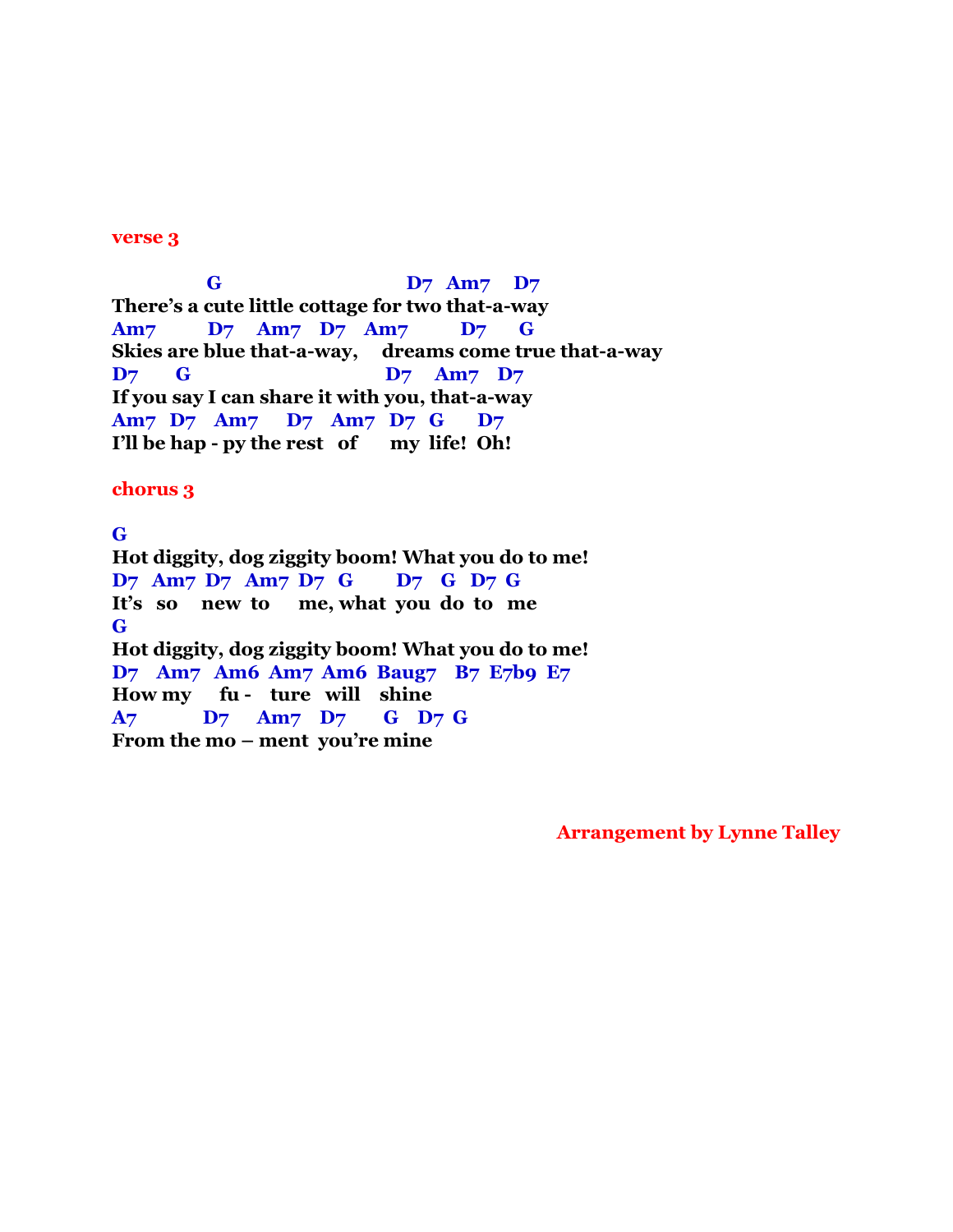**verse 3**

```
              G                                D7   Am7    D7
There's a cute little cottage for two that-a-way
Am7         D7    Am7   D7   Am7         D7      G
Skies are blue that-a-way,     dreams come true that-a-way
D7      G                                D7    Am7   D7
If you say I can share it with you, that-a-way
Am7  D7   Am7     D7   Am7  D7  G      D7
I'll be hap - py the rest   of      my  life!  Oh!
```

**chorus 3**

```
G
Hot diggity, dog ziggity boom! What you do to me!
D7   Am7  D7   Am7  D7   G       D7   G   D7  G
It's   so    new  to     me, what  you  do  to   me
G
Hot diggity, dog ziggity boom! What you do to me!
D7    Am7   Am6  Am7  Am6  Baug7   B7  E7b9  E7
How my      fu -   ture   will    shine
A7           D7     Am7   D7      G   D7  G
From the mo – ment  you're mine
```

**Arrangement by Lynne Talley**